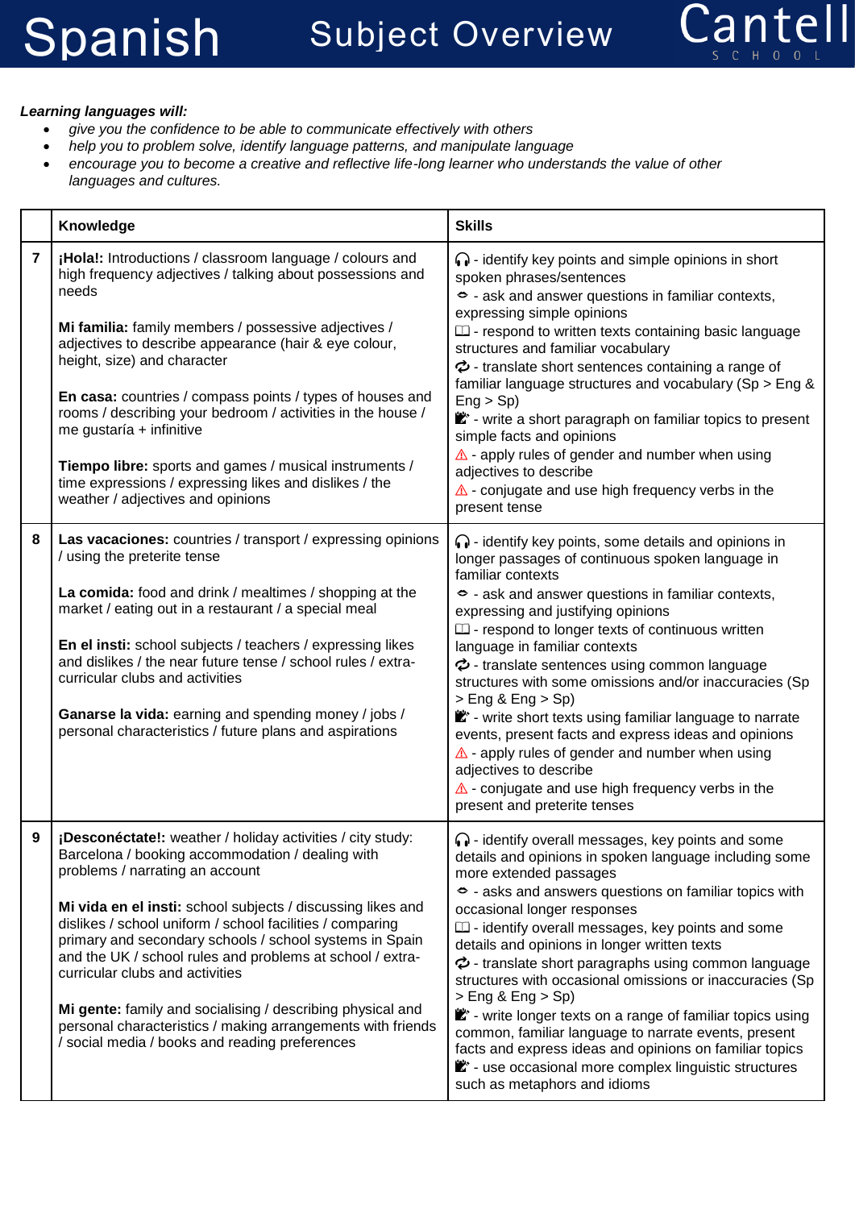# Spanish Subject Overview

Cantell School

***Learning languages will:***

- *give you the confidence to be able to communicate effectively with others*
- *help you to problem solve, identify language patterns, and manipulate language*
- *encourage you to become a creative and reflective life-long learner who understands the value of other languages and cultures.*

| | **Knowledge** | **Skills** |
|---|---|---|
| **7** | **¡Hola!:** Introductions / classroom language / colours and high frequency adjectives / talking about possessions and needs<br><br>**Mi familia:** family members / possessive adjectives / adjectives to describe appearance (hair & eye colour, height, size) and character<br><br>**En casa:** countries / compass points / types of houses and rooms / describing your bedroom / activities in the house / me gustaría + infinitive<br><br>**Tiempo libre:** sports and games / musical instruments / time expressions / expressing likes and dislikes / the weather / adjectives and opinions | 🎧 - identify key points and simple opinions in short spoken phrases/sentences<br>👄 - ask and answer questions in familiar contexts, expressing simple opinions<br>📖 - respond to written texts containing basic language structures and familiar vocabulary<br>🔄 - translate short sentences containing a range of familiar language structures and vocabulary (Sp > Eng & Eng > Sp)<br>✍ - write a short paragraph on familiar topics to present simple facts and opinions<br>⚠ - apply rules of gender and number when using adjectives to describe<br>⚠ - conjugate and use high frequency verbs in the present tense |
| **8** | **Las vacaciones:** countries / transport / expressing opinions / using the preterite tense<br><br>**La comida:** food and drink / mealtimes / shopping at the market / eating out in a restaurant / a special meal<br><br>**En el insti:** school subjects / teachers / expressing likes and dislikes / the near future tense / school rules / extra-curricular clubs and activities<br><br>**Ganarse la vida:** earning and spending money / jobs / personal characteristics / future plans and aspirations | 🎧 - identify key points, some details and opinions in longer passages of continuous spoken language in familiar contexts<br>👄 - ask and answer questions in familiar contexts, expressing and justifying opinions<br>📖 - respond to longer texts of continuous written language in familiar contexts<br>🔄 - translate sentences using common language structures with some omissions and/or inaccuracies (Sp > Eng & Eng > Sp)<br>✍ - write short texts using familiar language to narrate events, present facts and express ideas and opinions<br>⚠ - apply rules of gender and number when using adjectives to describe<br>⚠ - conjugate and use high frequency verbs in the present and preterite tenses |
| **9** | **¡Desconéctate!:** weather / holiday activities / city study: Barcelona / booking accommodation / dealing with problems / narrating an account<br><br>**Mi vida en el insti:** school subjects / discussing likes and dislikes / school uniform / school facilities / comparing primary and secondary schools / school systems in Spain and the UK / school rules and problems at school / extra-curricular clubs and activities<br><br>**Mi gente:** family and socialising / describing physical and personal characteristics / making arrangements with friends / social media / books and reading preferences | 🎧 - identify overall messages, key points and some details and opinions in spoken language including some more extended passages<br>👄 - asks and answers questions on familiar topics with occasional longer responses<br>📖 - identify overall messages, key points and some details and opinions in longer written texts<br>🔄 - translate short paragraphs using common language structures with occasional omissions or inaccuracies (Sp > Eng & Eng > Sp)<br>✍ - write longer texts on a range of familiar topics using common, familiar language to narrate events, present facts and express ideas and opinions on familiar topics<br>✍ - use occasional more complex linguistic structures such as metaphors and idioms |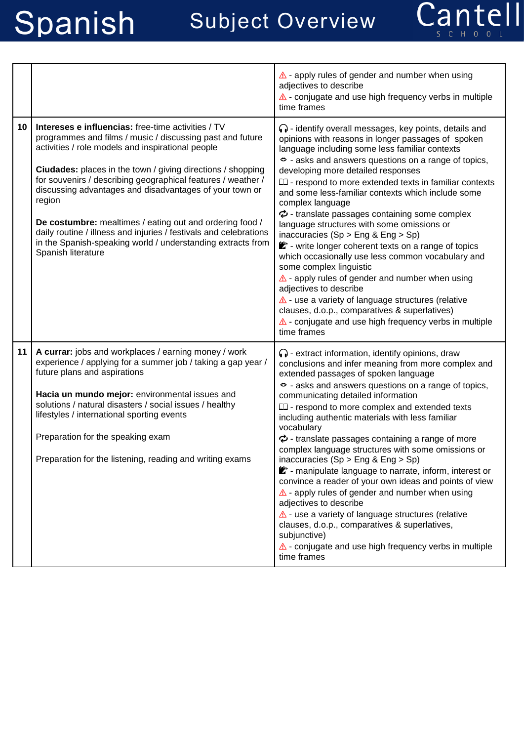| | | |
|---|---|---|
| | | ⚠ - apply rules of gender and number when using adjectives to describe<br>⚠ - conjugate and use high frequency verbs in multiple time frames |
| **10** | **Intereses e influencias:** free-time activities / TV programmes and films / music / discussing past and future activities / role models and inspirational people<br><br>**Ciudades:** places in the town / giving directions / shopping for souvenirs / describing geographical features / weather / discussing advantages and disadvantages of your town or region<br><br>**De costumbre:** mealtimes / eating out and ordering food / daily routine / illness and injuries / festivals and celebrations in the Spanish-speaking world / understanding extracts from Spanish literature | 🎧 - identify overall messages, key points, details and opinions with reasons in longer passages of spoken language including some less familiar contexts<br>👄 - asks and answers questions on a range of topics, developing more detailed responses<br>📖 - respond to more extended texts in familiar contexts and some less-familiar contexts which include some complex language<br>🔄 - translate passages containing some complex language structures with some omissions or inaccuracies (Sp > Eng & Eng > Sp)<br>📝 - write longer coherent texts on a range of topics which occasionally use less common vocabulary and some complex linguistic<br>⚠ - apply rules of gender and number when using adjectives to describe<br>⚠ - use a variety of language structures (relative clauses, d.o.p., comparatives & superlatives)<br>⚠ - conjugate and use high frequency verbs in multiple time frames |
| **11** | **A currar:** jobs and workplaces / earning money / work experience / applying for a summer job / taking a gap year / future plans and aspirations<br><br>**Hacia un mundo mejor:** environmental issues and solutions / natural disasters / social issues / healthy lifestyles / international sporting events<br><br>Preparation for the speaking exam<br><br>Preparation for the listening, reading and writing exams | 🎧 - extract information, identify opinions, draw conclusions and infer meaning from more complex and extended passages of spoken language<br>👄 - asks and answers questions on a range of topics, communicating detailed information<br>📖 - respond to more complex and extended texts including authentic materials with less familiar vocabulary<br>🔄 - translate passages containing a range of more complex language structures with some omissions or inaccuracies (Sp > Eng & Eng > Sp)<br>📝 - manipulate language to narrate, inform, interest or convince a reader of your own ideas and points of view<br>⚠ - apply rules of gender and number when using adjectives to describe<br>⚠ - use a variety of language structures (relative clauses, d.o.p., comparatives & superlatives, subjunctive)<br>⚠ - conjugate and use high frequency verbs in multiple time frames |